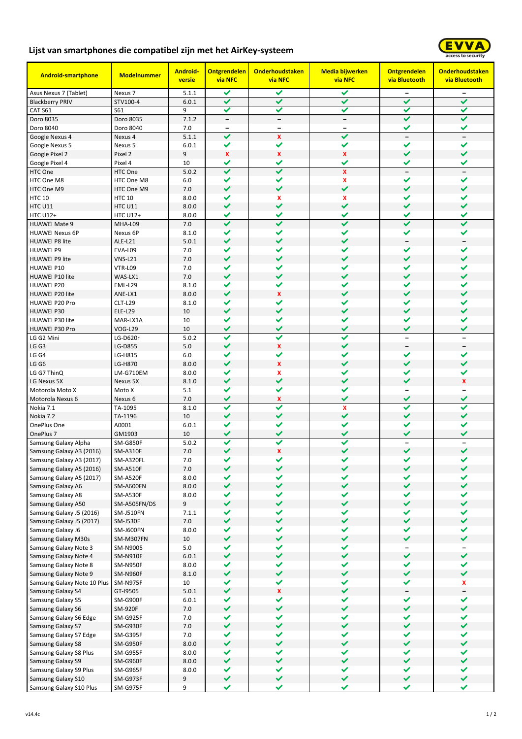# Lijst van smartphones die compatibel zijn met het AirKey-systeem

| Android-smartphone | Modelnummer | Android-versie | Ontgrendelen via NFC | Onderhoudstaken via NFC | Media bijwerken via NFC | Ontgrendelen via Bluetooth | Onderhoudstaken via Bluetooth |
|---|---|---|---|---|---|---|---|
| Asus Nexus 7 (Tablet) | Nexus 7 | 5.1.1 | ✔ | ✔ | ✔ | – | – |
| Blackberry PRIV | STV100-4 | 6.0.1 | ✔ | ✔ | ✔ | ✔ | ✔ |
| CAT S61 | S61 | 9 | ✔ | ✔ | ✔ | ✔ | ✔ |
| Doro 8035 | Doro 8035 | 7.1.2 | – | – | – | ✔ | ✔ |
| Doro 8040 | Doro 8040 | 7.0 | – | – | – | ✔ | ✔ |
| Google Nexus 4 | Nexus 4 | 5.1.1 | ✔ | x | ✔ | – | – |
| Google Nexus 5 | Nexus 5 | 6.0.1 | ✔ | ✔ | ✔ | ✔ | ✔ |
| Google Pixel 2 | Pixel 2 | 9 | x | x | x | ✔ | ✔ |
| Google Pixel 4 | Pixel 4 | 10 | ✔ | ✔ | ✔ | ✔ | ✔ |
| HTC One | HTC One | 5.0.2 | ✔ | ✔ | x | – | – |
| HTC One M8 | HTC One M8 | 6.0 | ✔ | ✔ | x | ✔ | ✔ |
| HTC One M9 | HTC One M9 | 7.0 | ✔ | ✔ | ✔ | ✔ | ✔ |
| HTC 10 | HTC 10 | 8.0.0 | ✔ | x | x | ✔ | ✔ |
| HTC U11 | HTC U11 | 8.0.0 | ✔ | ✔ | ✔ | ✔ | ✔ |
| HTC U12+ | HTC U12+ | 8.0.0 | ✔ | ✔ | ✔ | ✔ | ✔ |
| HUAWEI Mate 9 | MHA-L09 | 7.0 | ✔ | ✔ | ✔ | ✔ | ✔ |
| HUAWEI Nexus 6P | Nexus 6P | 8.1.0 | ✔ | ✔ | ✔ | ✔ | ✔ |
| HUAWEI P8 lite | ALE-L21 | 5.0.1 | ✔ | ✔ | ✔ | – | – |
| HUAWEI P9 | EVA-L09 | 7.0 | ✔ | ✔ | ✔ | ✔ | ✔ |
| HUAWEI P9 lite | VNS-L21 | 7.0 | ✔ | ✔ | ✔ | ✔ | ✔ |
| HUAWEI P10 | VTR-L09 | 7.0 | ✔ | ✔ | ✔ | ✔ | ✔ |
| HUAWEI P10 lite | WAS-LX1 | 7.0 | ✔ | ✔ | ✔ | ✔ | ✔ |
| HUAWEI P20 | EML-L29 | 8.1.0 | ✔ | ✔ | ✔ | ✔ | ✔ |
| HUAWEI P20 lite | ANE-LX1 | 8.0.0 | ✔ | x | ✔ | ✔ | ✔ |
| HUAWEI P20 Pro | CLT-L29 | 8.1.0 | ✔ | ✔ | ✔ | ✔ | ✔ |
| HUAWEI P30 | ELE-L29 | 10 | ✔ | ✔ | ✔ | ✔ | ✔ |
| HUAWEI P30 lite | MAR-LX1A | 10 | ✔ | ✔ | ✔ | ✔ | ✔ |
| HUAWEI P30 Pro | VOG-L29 | 10 | ✔ | ✔ | ✔ | ✔ | ✔ |
| LG G2 Mini | LG-D620r | 5.0.2 | ✔ | ✔ | ✔ | – | – |
| LG G3 | LG-D855 | 5.0 | ✔ | x | ✔ | – | – |
| LG G4 | LG-H815 | 6.0 | ✔ | ✔ | ✔ | ✔ | ✔ |
| LG G6 | LG-H870 | 8.0.0 | ✔ | x | ✔ | ✔ | ✔ |
| LG G7 ThinQ | LM-G710EM | 8.0.0 | ✔ | x | ✔ | ✔ | ✔ |
| LG Nexus 5X | Nexus 5X | 8.1.0 | ✔ | ✔ | ✔ | ✔ | x |
| Motorola Moto X | Moto X | 5.1 | ✔ | ✔ | ✔ | – | – |
| Motorola Nexus 6 | Nexus 6 | 7.0 | ✔ | x | ✔ | ✔ | ✔ |
| Nokia 7.1 | TA-1095 | 8.1.0 | ✔ | ✔ | x | ✔ | ✔ |
| Nokia 7.2 | TA-1196 | 10 | ✔ | ✔ | ✔ | ✔ | ✔ |
| OnePlus One | A0001 | 6.0.1 | ✔ | ✔ | ✔ | ✔ | ✔ |
| OnePlus 7 | GM1903 | 10 | ✔ | ✔ | ✔ | ✔ | ✔ |
| Samsung Galaxy Alpha | SM-G850F | 5.0.2 | ✔ | ✔ | ✔ | – | – |
| Samsung Galaxy A3 (2016) | SM-A310F | 7.0 | ✔ | x | ✔ | ✔ | ✔ |
| Samsung Galaxy A3 (2017) | SM-A320FL | 7.0 | ✔ | ✔ | ✔ | ✔ | ✔ |
| Samsung Galaxy A5 (2016) | SM-A510F | 7.0 | ✔ | ✔ | ✔ | ✔ | ✔ |
| Samsung Galaxy A5 (2017) | SM-A520F | 8.0.0 | ✔ | ✔ | ✔ | ✔ | ✔ |
| Samsung Galaxy A6 | SM-A600FN | 8.0.0 | ✔ | ✔ | ✔ | ✔ | ✔ |
| Samsung Galaxy A8 | SM-A530F | 8.0.0 | ✔ | ✔ | ✔ | ✔ | ✔ |
| Samsung Galaxy A50 | SM-A505FN/DS | 9 | ✔ | ✔ | ✔ | ✔ | ✔ |
| Samsung Galaxy J5 (2016) | SM-J510FN | 7.1.1 | ✔ | ✔ | ✔ | ✔ | ✔ |
| Samsung Galaxy J5 (2017) | SM-J530F | 7.0 | ✔ | ✔ | ✔ | ✔ | ✔ |
| Samsung Galaxy J6 | SM-J600FN | 8.0.0 | ✔ | ✔ | ✔ | ✔ | ✔ |
| Samsung Galaxy M30s | SM-M307FN | 10 | ✔ | ✔ | ✔ | ✔ | ✔ |
| Samsung Galaxy Note 3 | SM-N9005 | 5.0 | ✔ | ✔ | ✔ | – | – |
| Samsung Galaxy Note 4 | SM-N910F | 6.0.1 | ✔ | ✔ | ✔ | ✔ | ✔ |
| Samsung Galaxy Note 8 | SM-N950F | 8.0.0 | ✔ | ✔ | ✔ | ✔ | ✔ |
| Samsung Galaxy Note 9 | SM-N960F | 8.1.0 | ✔ | ✔ | ✔ | ✔ | ✔ |
| Samsung Galaxy Note 10 Plus | SM-N975F | 10 | ✔ | ✔ | ✔ | ✔ | x |
| Samsung Galaxy S4 | GT-I9505 | 5.0.1 | ✔ | x | ✔ | – | – |
| Samsung Galaxy S5 | SM-G900F | 6.0.1 | ✔ | ✔ | ✔ | ✔ | ✔ |
| Samsung Galaxy S6 | SM-920F | 7.0 | ✔ | ✔ | ✔ | ✔ | ✔ |
| Samsung Galaxy S6 Edge | SM-G925F | 7.0 | ✔ | ✔ | ✔ | ✔ | ✔ |
| Samsung Galaxy S7 | SM-G930F | 7.0 | ✔ | ✔ | ✔ | ✔ | ✔ |
| Samsung Galaxy S7 Edge | SM-G395F | 7.0 | ✔ | ✔ | ✔ | ✔ | ✔ |
| Samsung Galaxy S8 | SM-G950F | 8.0.0 | ✔ | ✔ | ✔ | ✔ | ✔ |
| Samsung Galaxy S8 Plus | SM-G955F | 8.0.0 | ✔ | ✔ | ✔ | ✔ | ✔ |
| Samsung Galaxy S9 | SM-G960F | 8.0.0 | ✔ | ✔ | ✔ | ✔ | ✔ |
| Samsung Galaxy S9 Plus | SM-G965F | 8.0.0 | ✔ | ✔ | ✔ | ✔ | ✔ |
| Samsung Galaxy S10 | SM-G973F | 9 | ✔ | ✔ | ✔ | ✔ | ✔ |
| Samsung Galaxy S10 Plus | SM-G975F | 9 | ✔ | ✔ | ✔ | ✔ | ✔ |

v14.4c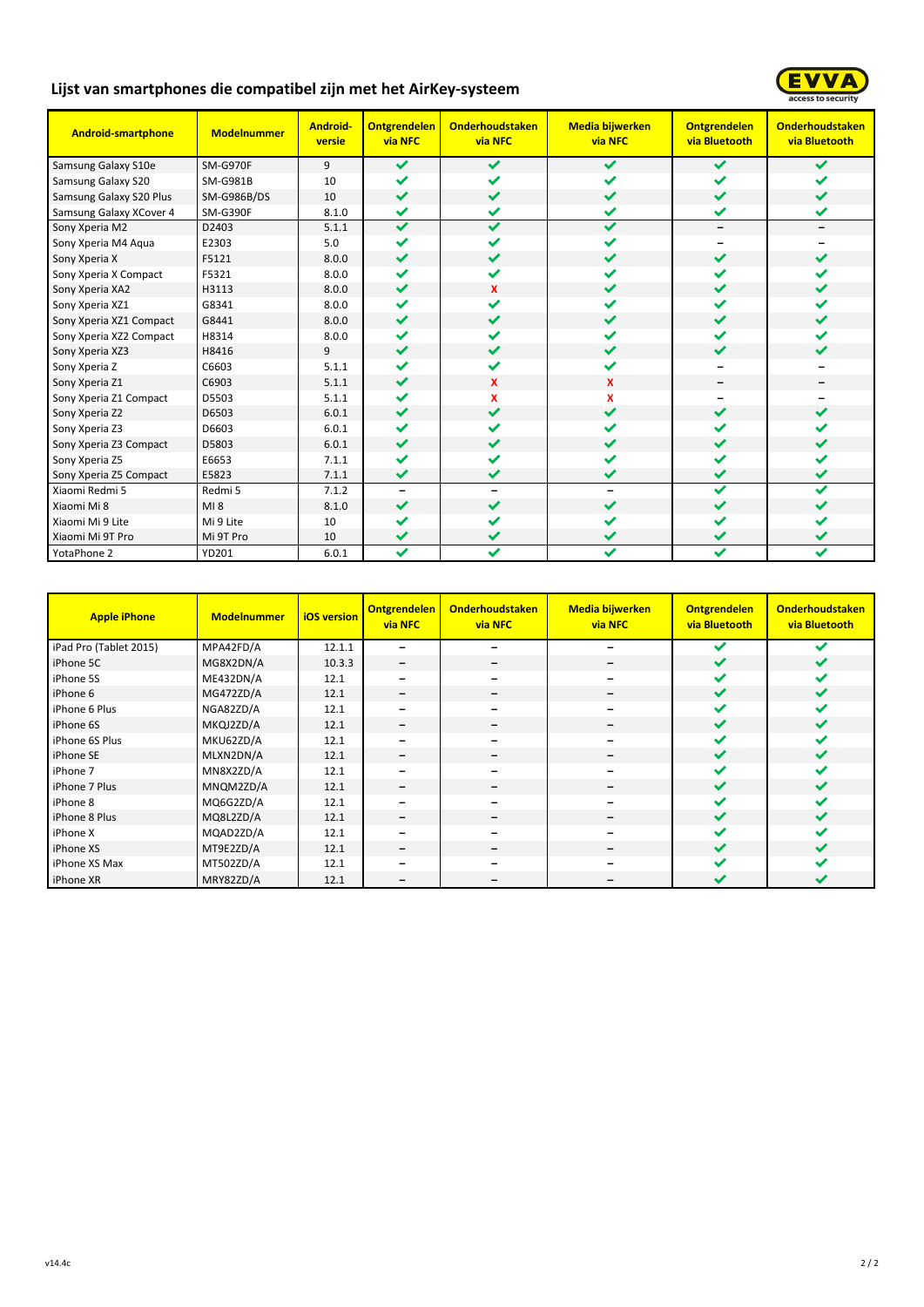## Lijst van smartphones die compatibel zijn met het AirKey-systeem

| Android-smartphone | Modelnummer | Android-versie | Ontgrendelen via NFC | Onderhoudstaken via NFC | Media bijwerken via NFC | Ontgrendelen via Bluetooth | Onderhoudstaken via Bluetooth |
|---|---|---|---|---|---|---|---|
| Samsung Galaxy S10e | SM-G970F | 9 | ✔ | ✔ | ✔ | ✔ | ✔ |
| Samsung Galaxy S20 | SM-G981B | 10 | ✔ | ✔ | ✔ | ✔ | ✔ |
| Samsung Galaxy S20 Plus | SM-G986B/DS | 10 | ✔ | ✔ | ✔ | ✔ | ✔ |
| Samsung Galaxy XCover 4 | SM-G390F | 8.1.0 | ✔ | ✔ | ✔ | ✔ | ✔ |
| Sony Xperia M2 | D2403 | 5.1.1 | ✔ | ✔ | ✔ | – | – |
| Sony Xperia M4 Aqua | E2303 | 5.0 | ✔ | ✔ | ✔ | – | – |
| Sony Xperia X | F5121 | 8.0.0 | ✔ | ✔ | ✔ | ✔ | ✔ |
| Sony Xperia X Compact | F5321 | 8.0.0 | ✔ | ✔ | ✔ | ✔ | ✔ |
| Sony Xperia XA2 | H3113 | 8.0.0 | ✔ | x | ✔ | ✔ | ✔ |
| Sony Xperia XZ1 | G8341 | 8.0.0 | ✔ | ✔ | ✔ | ✔ | ✔ |
| Sony Xperia XZ1 Compact | G8441 | 8.0.0 | ✔ | ✔ | ✔ | ✔ | ✔ |
| Sony Xperia XZ2 Compact | H8314 | 8.0.0 | ✔ | ✔ | ✔ | ✔ | ✔ |
| Sony Xperia XZ3 | H8416 | 9 | ✔ | ✔ | ✔ | ✔ | ✔ |
| Sony Xperia Z | C6603 | 5.1.1 | ✔ | ✔ | ✔ | – | – |
| Sony Xperia Z1 | C6903 | 5.1.1 | ✔ | x | x | – | – |
| Sony Xperia Z1 Compact | D5503 | 5.1.1 | ✔ | x | x | – | – |
| Sony Xperia Z2 | D6503 | 6.0.1 | ✔ | ✔ | ✔ | ✔ | ✔ |
| Sony Xperia Z3 | D6603 | 6.0.1 | ✔ | ✔ | ✔ | ✔ | ✔ |
| Sony Xperia Z3 Compact | D5803 | 6.0.1 | ✔ | ✔ | ✔ | ✔ | ✔ |
| Sony Xperia Z5 | E6653 | 7.1.1 | ✔ | ✔ | ✔ | ✔ | ✔ |
| Sony Xperia Z5 Compact | E5823 | 7.1.1 | ✔ | ✔ | ✔ | ✔ | ✔ |
| Xiaomi Redmi 5 | Redmi 5 | 7.1.2 | – | – | – | ✔ | ✔ |
| Xiaomi Mi 8 | MI 8 | 8.1.0 | ✔ | ✔ | ✔ | ✔ | ✔ |
| Xiaomi Mi 9 Lite | Mi 9 Lite | 10 | ✔ | ✔ | ✔ | ✔ | ✔ |
| Xiaomi Mi 9T Pro | Mi 9T Pro | 10 | ✔ | ✔ | ✔ | ✔ | ✔ |
| YotaPhone 2 | YD201 | 6.0.1 | ✔ | ✔ | ✔ | ✔ | ✔ |

| Apple iPhone | Modelnummer | iOS version | Ontgrendelen via NFC | Onderhoudstaken via NFC | Media bijwerken via NFC | Ontgrendelen via Bluetooth | Onderhoudstaken via Bluetooth |
|---|---|---|---|---|---|---|---|
| iPad Pro (Tablet 2015) | MPA42FD/A | 12.1.1 | – | – | – | ✔ | ✔ |
| iPhone 5C | MG8X2DN/A | 10.3.3 | – | – | – | ✔ | ✔ |
| iPhone 5S | ME432DN/A | 12.1 | – | – | – | ✔ | ✔ |
| iPhone 6 | MG472ZD/A | 12.1 | – | – | – | ✔ | ✔ |
| iPhone 6 Plus | NGA82ZD/A | 12.1 | – | – | – | ✔ | ✔ |
| iPhone 6S | MKQJ2ZD/A | 12.1 | – | – | – | ✔ | ✔ |
| iPhone 6S Plus | MKU62ZD/A | 12.1 | – | – | – | ✔ | ✔ |
| iPhone SE | MLXN2DN/A | 12.1 | – | – | – | ✔ | ✔ |
| iPhone 7 | MN8X2ZD/A | 12.1 | – | – | – | ✔ | ✔ |
| iPhone 7 Plus | MNQM2ZD/A | 12.1 | – | – | – | ✔ | ✔ |
| iPhone 8 | MQ6G2ZD/A | 12.1 | – | – | – | ✔ | ✔ |
| iPhone 8 Plus | MQ8L2ZD/A | 12.1 | – | – | – | ✔ | ✔ |
| iPhone X | MQAD2ZD/A | 12.1 | – | – | – | ✔ | ✔ |
| iPhone XS | MT9E2ZD/A | 12.1 | – | – | – | ✔ | ✔ |
| iPhone XS Max | MT502ZD/A | 12.1 | – | – | – | ✔ | ✔ |
| iPhone XR | MRY82ZD/A | 12.1 | – | – | – | ✔ | ✔ |

v14.4c